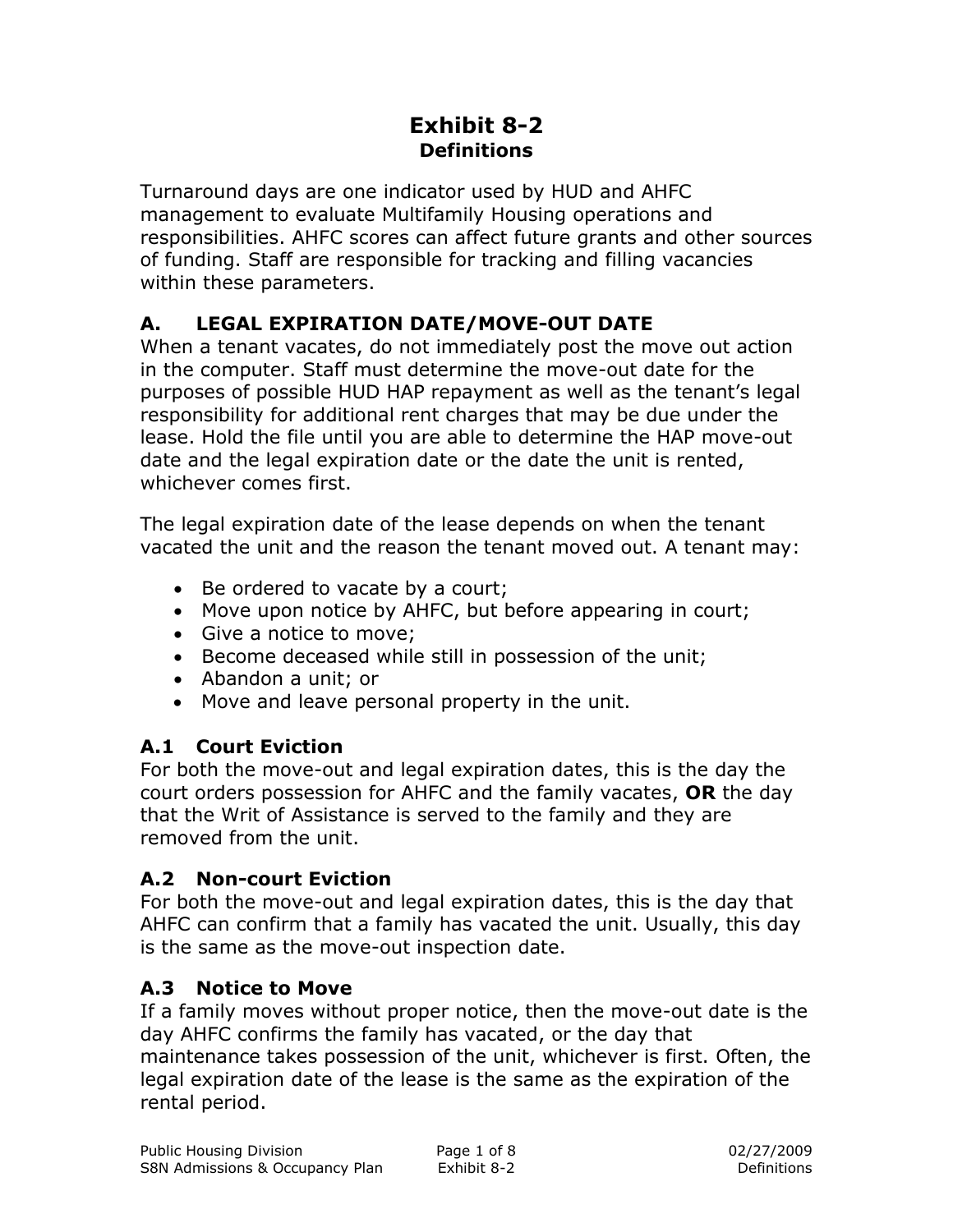# Exhibit 8-2
## Definitions

Turnaround days are one indicator used by HUD and AHFC management to evaluate Multifamily Housing operations and responsibilities. AHFC scores can affect future grants and other sources of funding. Staff are responsible for tracking and filling vacancies within these parameters.

### A. LEGAL EXPIRATION DATE/MOVE-OUT DATE

When a tenant vacates, do not immediately post the move out action in the computer. Staff must determine the move-out date for the purposes of possible HUD HAP repayment as well as the tenant's legal responsibility for additional rent charges that may be due under the lease. Hold the file until you are able to determine the HAP move-out date and the legal expiration date or the date the unit is rented, whichever comes first.

The legal expiration date of the lease depends on when the tenant vacated the unit and the reason the tenant moved out. A tenant may:

- Be ordered to vacate by a court;
- Move upon notice by AHFC, but before appearing in court;
- Give a notice to move;
- Become deceased while still in possession of the unit;
- Abandon a unit; or
- Move and leave personal property in the unit.

### A.1 Court Eviction

For both the move-out and legal expiration dates, this is the day the court orders possession for AHFC and the family vacates, **OR** the day that the Writ of Assistance is served to the family and they are removed from the unit.

### A.2 Non-court Eviction

For both the move-out and legal expiration dates, this is the day that AHFC can confirm that a family has vacated the unit. Usually, this day is the same as the move-out inspection date.

### A.3 Notice to Move

If a family moves without proper notice, then the move-out date is the day AHFC confirms the family has vacated, or the day that maintenance takes possession of the unit, whichever is first. Often, the legal expiration date of the lease is the same as the expiration of the rental period.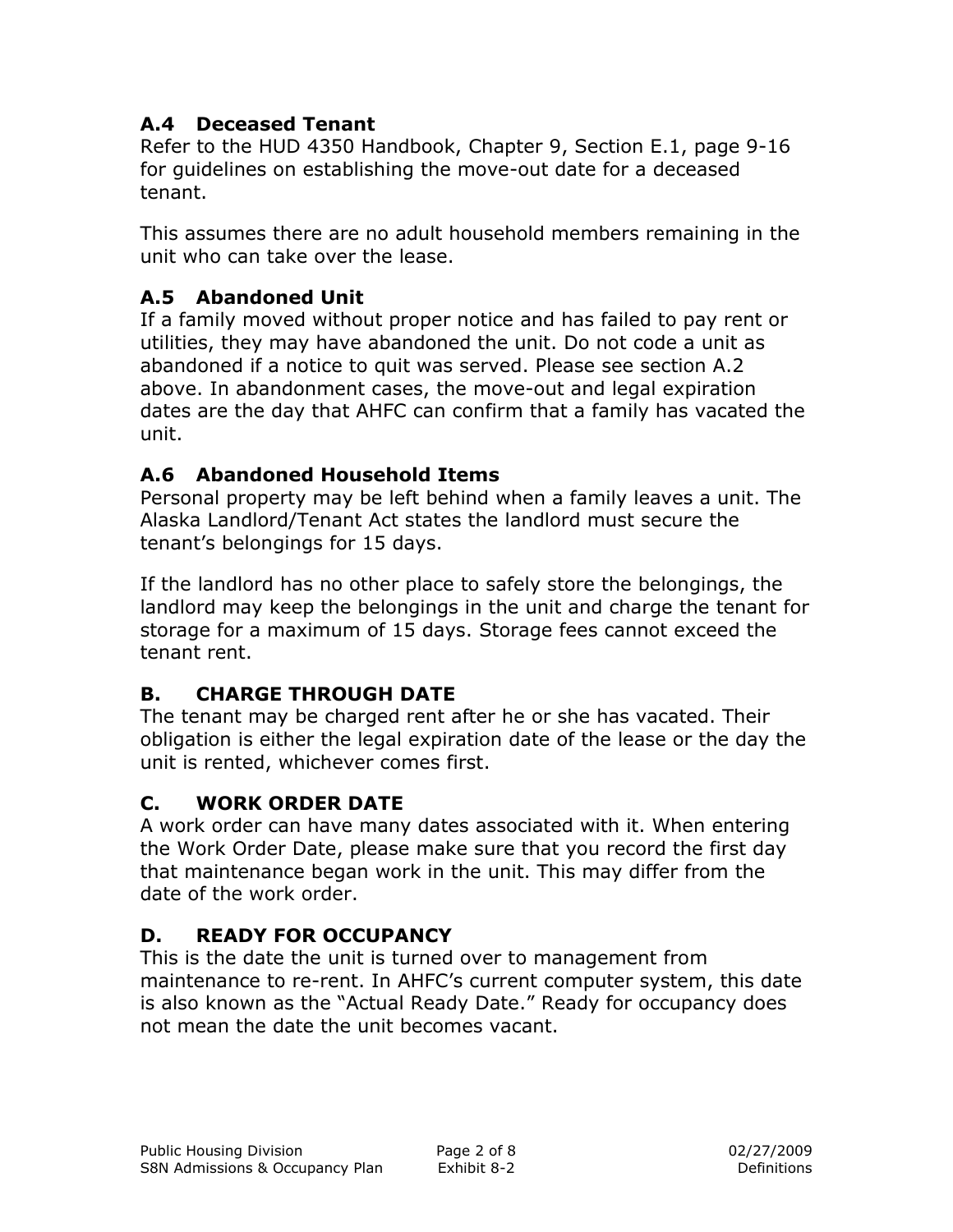### A.4 Deceased Tenant

Refer to the HUD 4350 Handbook, Chapter 9, Section E.1, page 9-16 for guidelines on establishing the move-out date for a deceased tenant.

This assumes there are no adult household members remaining in the unit who can take over the lease.

### A.5 Abandoned Unit

If a family moved without proper notice and has failed to pay rent or utilities, they may have abandoned the unit. Do not code a unit as abandoned if a notice to quit was served. Please see section A.2 above. In abandonment cases, the move-out and legal expiration dates are the day that AHFC can confirm that a family has vacated the unit.

### A.6 Abandoned Household Items

Personal property may be left behind when a family leaves a unit. The Alaska Landlord/Tenant Act states the landlord must secure the tenant's belongings for 15 days.

If the landlord has no other place to safely store the belongings, the landlord may keep the belongings in the unit and charge the tenant for storage for a maximum of 15 days. Storage fees cannot exceed the tenant rent.

## B. CHARGE THROUGH DATE

The tenant may be charged rent after he or she has vacated. Their obligation is either the legal expiration date of the lease or the day the unit is rented, whichever comes first.

## C. WORK ORDER DATE

A work order can have many dates associated with it. When entering the Work Order Date, please make sure that you record the first day that maintenance began work in the unit. This may differ from the date of the work order.

## D. READY FOR OCCUPANCY

This is the date the unit is turned over to management from maintenance to re-rent. In AHFC's current computer system, this date is also known as the "Actual Ready Date." Ready for occupancy does not mean the date the unit becomes vacant.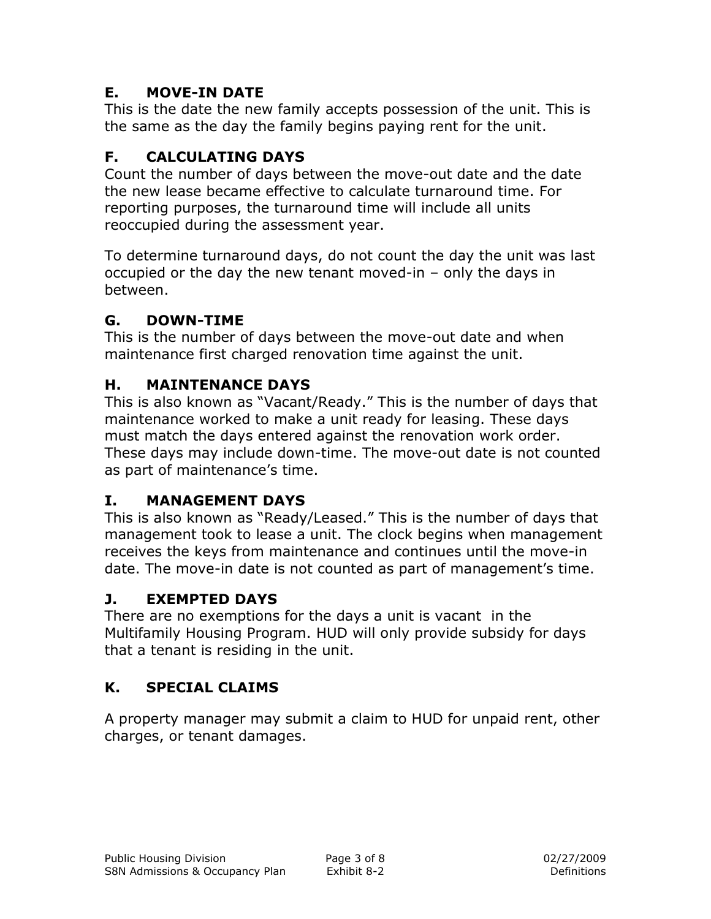## E. MOVE-IN DATE

This is the date the new family accepts possession of the unit. This is the same as the day the family begins paying rent for the unit.

## F. CALCULATING DAYS

Count the number of days between the move-out date and the date the new lease became effective to calculate turnaround time. For reporting purposes, the turnaround time will include all units reoccupied during the assessment year.

To determine turnaround days, do not count the day the unit was last occupied or the day the new tenant moved-in – only the days in between.

## G. DOWN-TIME

This is the number of days between the move-out date and when maintenance first charged renovation time against the unit.

## H. MAINTENANCE DAYS

This is also known as "Vacant/Ready." This is the number of days that maintenance worked to make a unit ready for leasing. These days must match the days entered against the renovation work order. These days may include down-time. The move-out date is not counted as part of maintenance's time.

## I. MANAGEMENT DAYS

This is also known as "Ready/Leased." This is the number of days that management took to lease a unit. The clock begins when management receives the keys from maintenance and continues until the move-in date. The move-in date is not counted as part of management's time.

## J. EXEMPTED DAYS

There are no exemptions for the days a unit is vacant in the Multifamily Housing Program. HUD will only provide subsidy for days that a tenant is residing in the unit.

## K. SPECIAL CLAIMS

A property manager may submit a claim to HUD for unpaid rent, other charges, or tenant damages.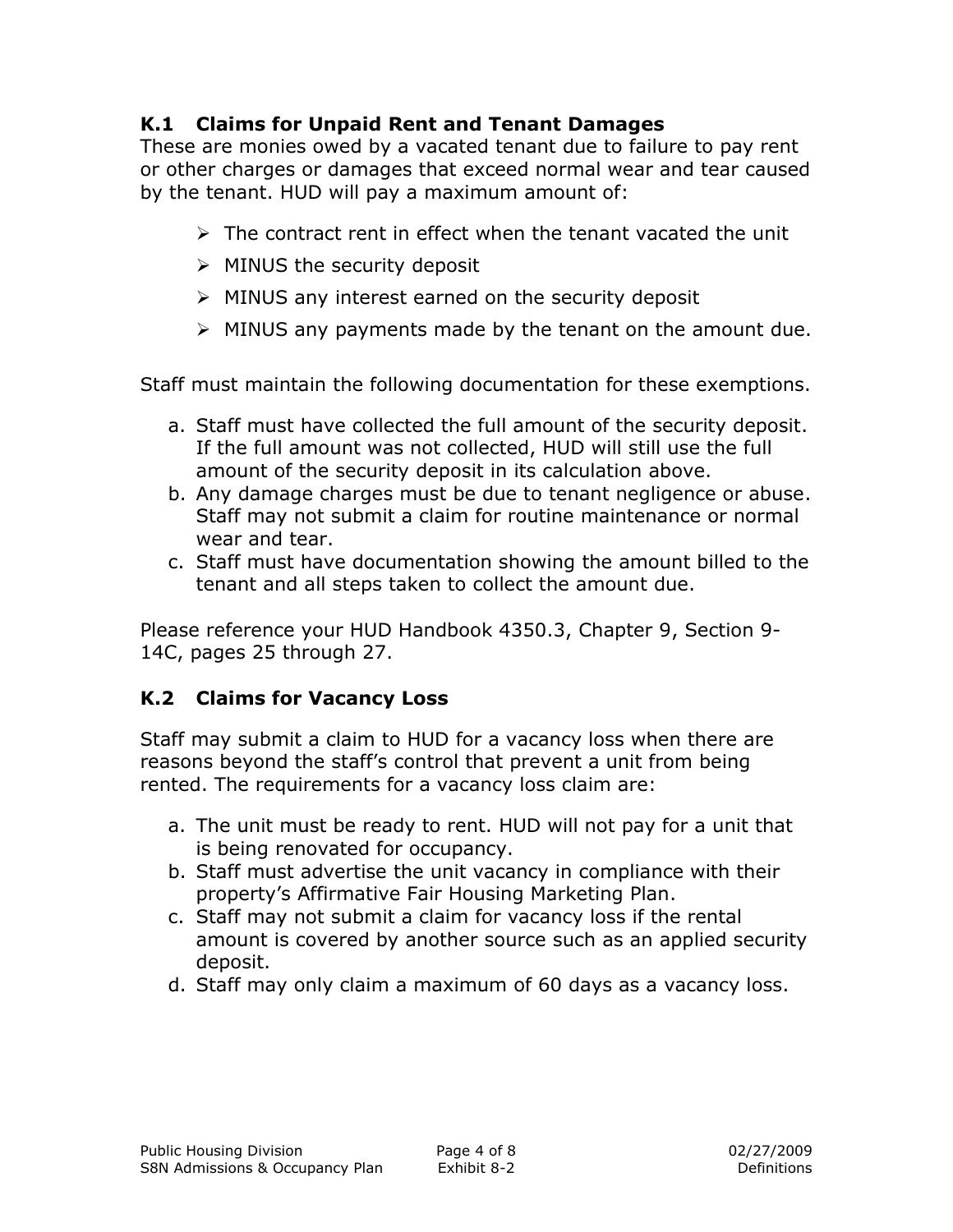### K.1 Claims for Unpaid Rent and Tenant Damages

These are monies owed by a vacated tenant due to failure to pay rent or other charges or damages that exceed normal wear and tear caused by the tenant. HUD will pay a maximum amount of:

- The contract rent in effect when the tenant vacated the unit
- MINUS the security deposit
- MINUS any interest earned on the security deposit
- MINUS any payments made by the tenant on the amount due.

Staff must maintain the following documentation for these exemptions.

a. Staff must have collected the full amount of the security deposit. If the full amount was not collected, HUD will still use the full amount of the security deposit in its calculation above.
b. Any damage charges must be due to tenant negligence or abuse. Staff may not submit a claim for routine maintenance or normal wear and tear.
c. Staff must have documentation showing the amount billed to the tenant and all steps taken to collect the amount due.

Please reference your HUD Handbook 4350.3, Chapter 9, Section 9-14C, pages 25 through 27.

### K.2 Claims for Vacancy Loss

Staff may submit a claim to HUD for a vacancy loss when there are reasons beyond the staff's control that prevent a unit from being rented. The requirements for a vacancy loss claim are:

a. The unit must be ready to rent. HUD will not pay for a unit that is being renovated for occupancy.
b. Staff must advertise the unit vacancy in compliance with their property's Affirmative Fair Housing Marketing Plan.
c. Staff may not submit a claim for vacancy loss if the rental amount is covered by another source such as an applied security deposit.
d. Staff may only claim a maximum of 60 days as a vacancy loss.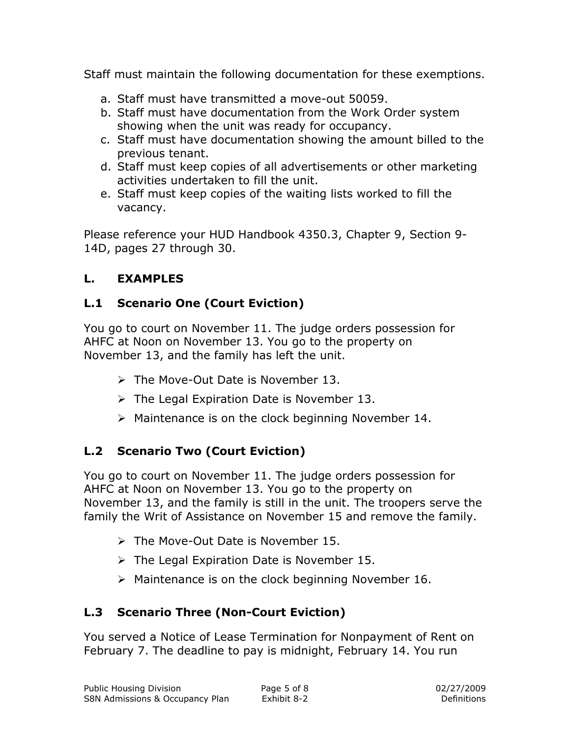Staff must maintain the following documentation for these exemptions.

a. Staff must have transmitted a move-out 50059.
b. Staff must have documentation from the Work Order system showing when the unit was ready for occupancy.
c. Staff must have documentation showing the amount billed to the previous tenant.
d. Staff must keep copies of all advertisements or other marketing activities undertaken to fill the unit.
e. Staff must keep copies of the waiting lists worked to fill the vacancy.

Please reference your HUD Handbook 4350.3, Chapter 9, Section 9-14D, pages 27 through 30.

## L. EXAMPLES

### L.1 Scenario One (Court Eviction)

You go to court on November 11. The judge orders possession for AHFC at Noon on November 13. You go to the property on November 13, and the family has left the unit.

- The Move-Out Date is November 13.
- The Legal Expiration Date is November 13.
- Maintenance is on the clock beginning November 14.

### L.2 Scenario Two (Court Eviction)

You go to court on November 11. The judge orders possession for AHFC at Noon on November 13. You go to the property on November 13, and the family is still in the unit. The troopers serve the family the Writ of Assistance on November 15 and remove the family.

- The Move-Out Date is November 15.
- The Legal Expiration Date is November 15.
- Maintenance is on the clock beginning November 16.

### L.3 Scenario Three (Non-Court Eviction)

You served a Notice of Lease Termination for Nonpayment of Rent on February 7. The deadline to pay is midnight, February 14. You run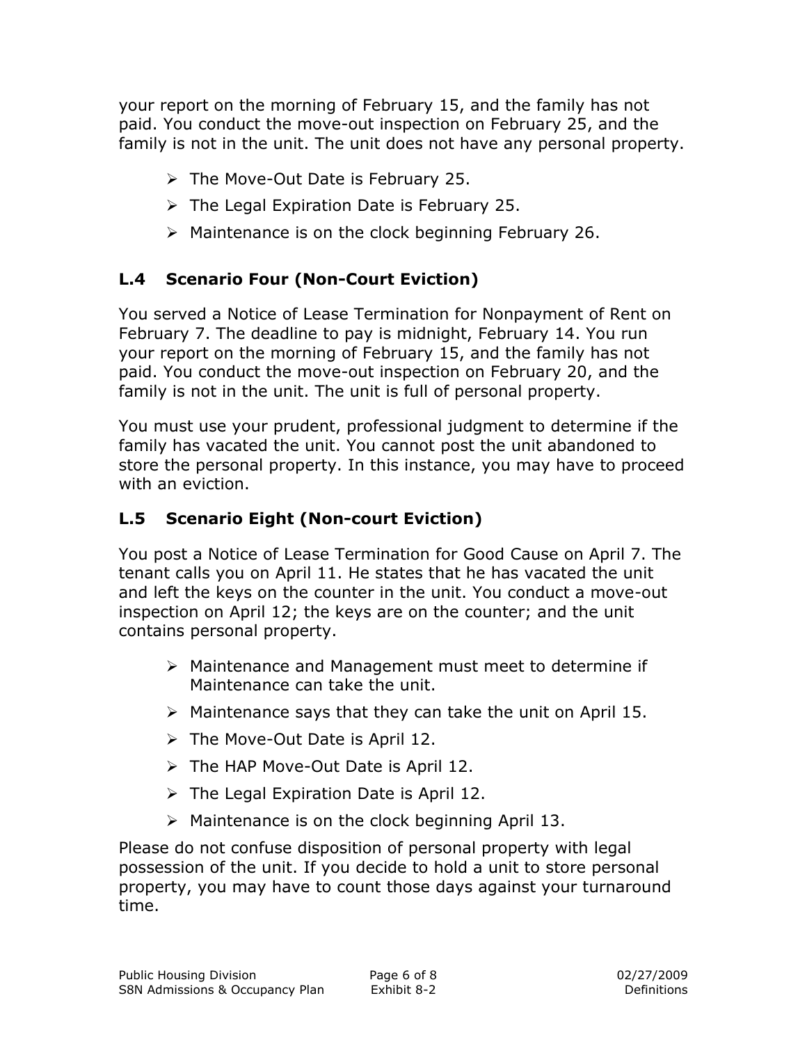your report on the morning of February 15, and the family has not paid. You conduct the move-out inspection on February 25, and the family is not in the unit. The unit does not have any personal property.

- The Move-Out Date is February 25.
- The Legal Expiration Date is February 25.
- Maintenance is on the clock beginning February 26.

### L.4 Scenario Four (Non-Court Eviction)

You served a Notice of Lease Termination for Nonpayment of Rent on February 7. The deadline to pay is midnight, February 14. You run your report on the morning of February 15, and the family has not paid. You conduct the move-out inspection on February 20, and the family is not in the unit. The unit is full of personal property.

You must use your prudent, professional judgment to determine if the family has vacated the unit. You cannot post the unit abandoned to store the personal property. In this instance, you may have to proceed with an eviction.

### L.5 Scenario Eight (Non-court Eviction)

You post a Notice of Lease Termination for Good Cause on April 7. The tenant calls you on April 11. He states that he has vacated the unit and left the keys on the counter in the unit. You conduct a move-out inspection on April 12; the keys are on the counter; and the unit contains personal property.

- Maintenance and Management must meet to determine if Maintenance can take the unit.
- Maintenance says that they can take the unit on April 15.
- The Move-Out Date is April 12.
- The HAP Move-Out Date is April 12.
- The Legal Expiration Date is April 12.
- Maintenance is on the clock beginning April 13.

Please do not confuse disposition of personal property with legal possession of the unit. If you decide to hold a unit to store personal property, you may have to count those days against your turnaround time.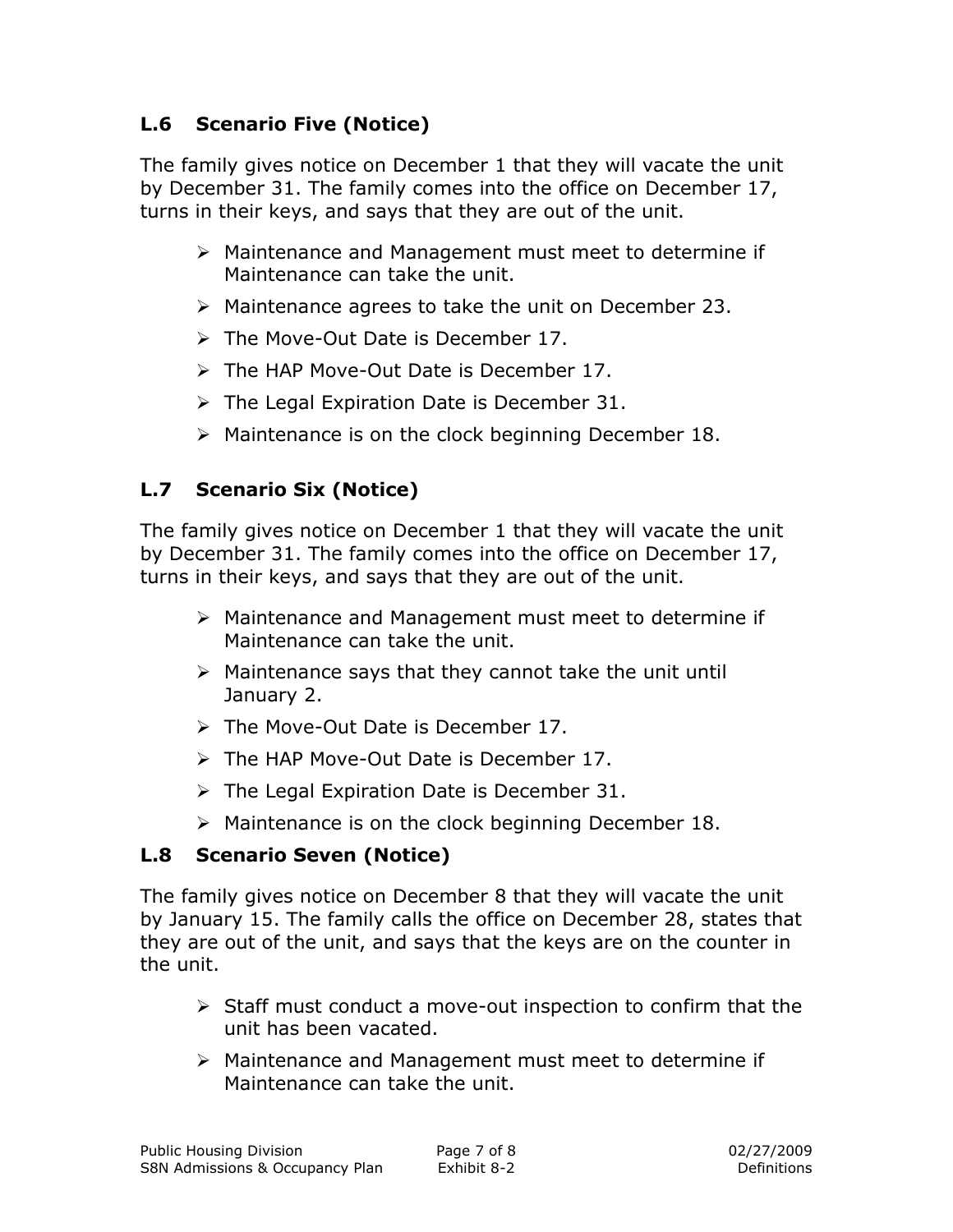### L.6 Scenario Five (Notice)

The family gives notice on December 1 that they will vacate the unit by December 31. The family comes into the office on December 17, turns in their keys, and says that they are out of the unit.

- Maintenance and Management must meet to determine if Maintenance can take the unit.
- Maintenance agrees to take the unit on December 23.
- The Move-Out Date is December 17.
- The HAP Move-Out Date is December 17.
- The Legal Expiration Date is December 31.
- Maintenance is on the clock beginning December 18.

### L.7 Scenario Six (Notice)

The family gives notice on December 1 that they will vacate the unit by December 31. The family comes into the office on December 17, turns in their keys, and says that they are out of the unit.

- Maintenance and Management must meet to determine if Maintenance can take the unit.
- Maintenance says that they cannot take the unit until January 2.
- The Move-Out Date is December 17.
- The HAP Move-Out Date is December 17.
- The Legal Expiration Date is December 31.
- Maintenance is on the clock beginning December 18.

### L.8 Scenario Seven (Notice)

The family gives notice on December 8 that they will vacate the unit by January 15. The family calls the office on December 28, states that they are out of the unit, and says that the keys are on the counter in the unit.

- Staff must conduct a move-out inspection to confirm that the unit has been vacated.
- Maintenance and Management must meet to determine if Maintenance can take the unit.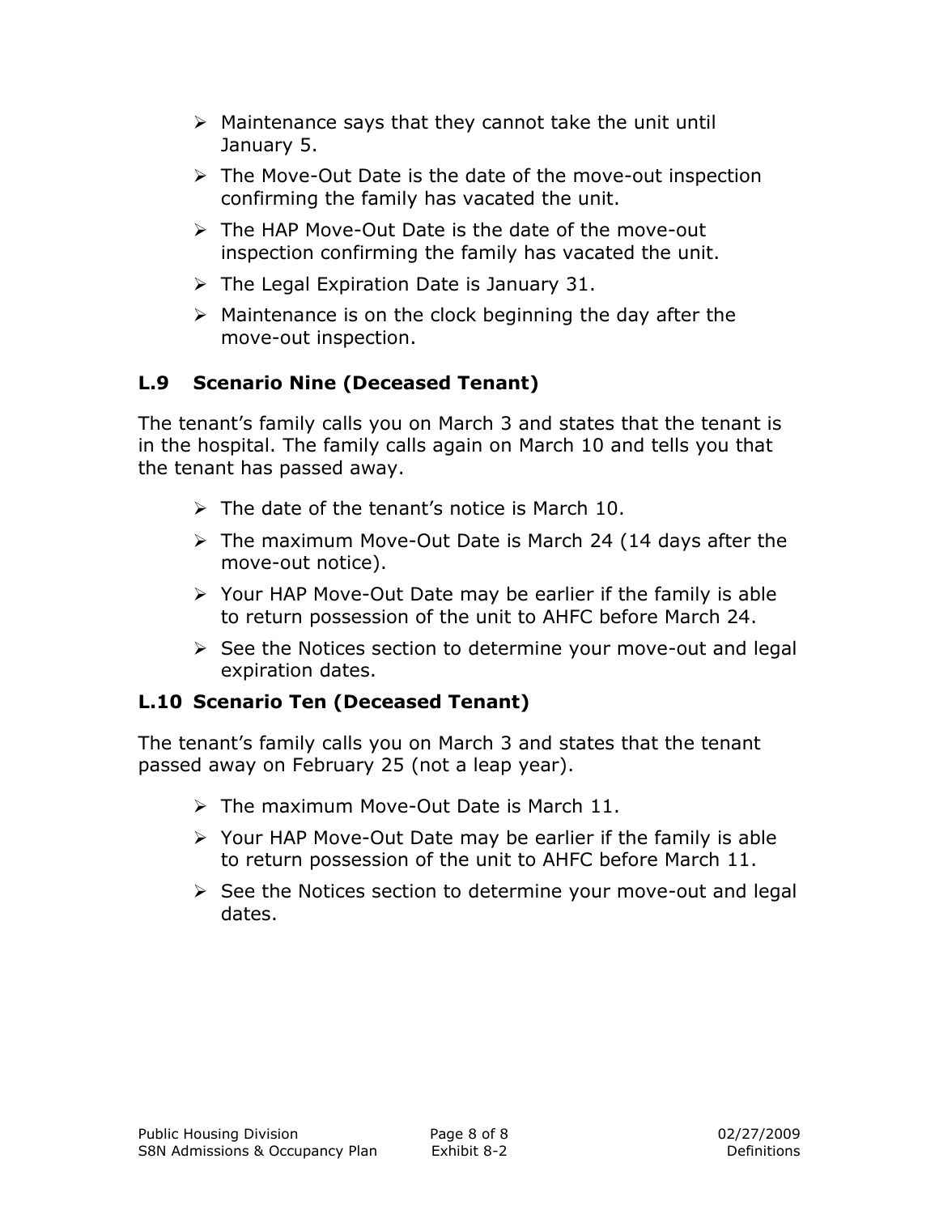- Maintenance says that they cannot take the unit until January 5.
- The Move-Out Date is the date of the move-out inspection confirming the family has vacated the unit.
- The HAP Move-Out Date is the date of the move-out inspection confirming the family has vacated the unit.
- The Legal Expiration Date is January 31.
- Maintenance is on the clock beginning the day after the move-out inspection.

### L.9 Scenario Nine (Deceased Tenant)

The tenant's family calls you on March 3 and states that the tenant is in the hospital. The family calls again on March 10 and tells you that the tenant has passed away.

- The date of the tenant's notice is March 10.
- The maximum Move-Out Date is March 24 (14 days after the move-out notice).
- Your HAP Move-Out Date may be earlier if the family is able to return possession of the unit to AHFC before March 24.
- See the Notices section to determine your move-out and legal expiration dates.

### L.10 Scenario Ten (Deceased Tenant)

The tenant's family calls you on March 3 and states that the tenant passed away on February 25 (not a leap year).

- The maximum Move-Out Date is March 11.
- Your HAP Move-Out Date may be earlier if the family is able to return possession of the unit to AHFC before March 11.
- See the Notices section to determine your move-out and legal dates.